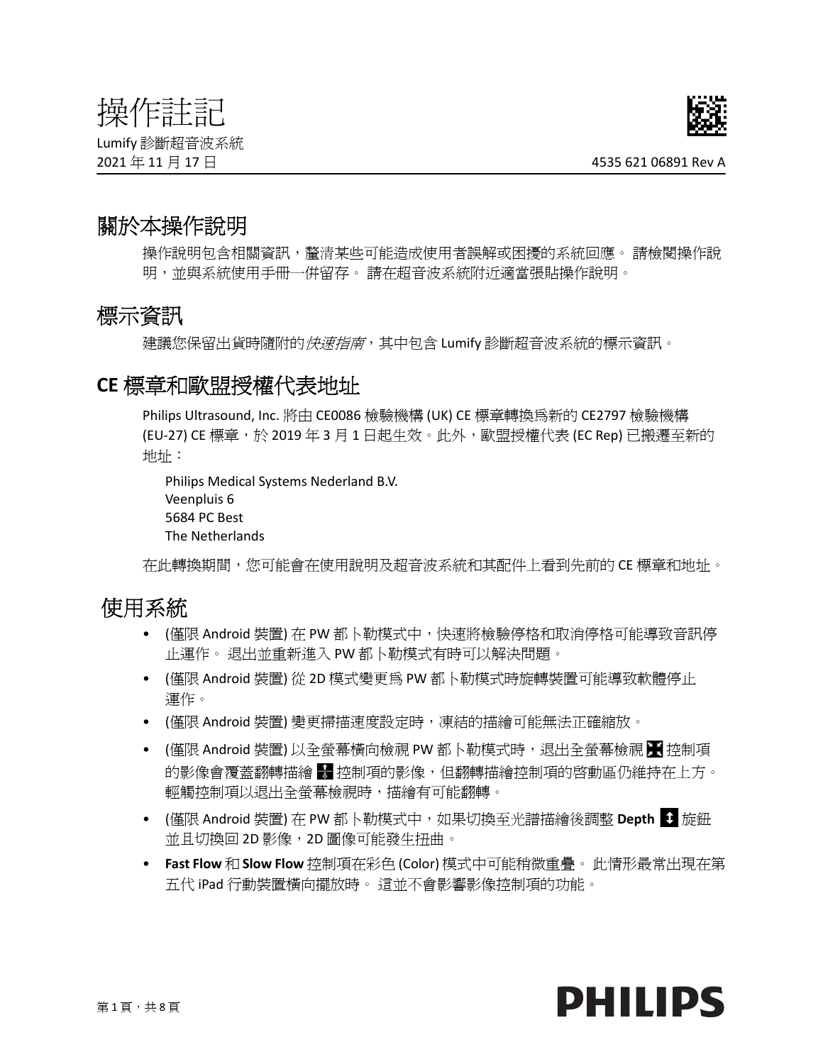// 操作註記

Lumify 診斷超音波系統

2021 年 11 月 17 日

4535 621 06891 Rev A

## 關於本操作說明

操作說明包含相關資訊，釐清某些可能造成使用者誤解或困擾的系統回應。 請檢閱操作說明，並與系統使用手冊一併留存。 請在超音波系統附近適當張貼操作說明。

## 標示資訊

建議您保留出貨時隨附的*快速指南*，其中包含 Lumify 診斷超音波系統的標示資訊。

## CE 標章和歐盟授權代表地址

Philips Ultrasound, Inc. 將由 CE0086 檢驗機構 (UK) CE 標章轉換爲新的 CE2797 檢驗機構 (EU-27) CE 標章，於 2019 年 3 月 1 日起生效。此外，歐盟授權代表 (EC Rep) 已搬遷至新的地址：

Philips Medical Systems Nederland B.V.
Veenpluis 6
5684 PC Best
The Netherlands

在此轉換期間，您可能會在使用說明及超音波系統和其配件上看到先前的 CE 標章和地址。

## 使用系統

- (僅限 Android 裝置) 在 PW 都卜勒模式中，快速將檢驗停格和取消停格可能導致音訊停止運作。 退出並重新進入 PW 都卜勒模式有時可以解決問題。
- (僅限 Android 裝置) 從 2D 模式變更爲 PW 都卜勒模式時旋轉裝置可能導致軟體停止運作。
- (僅限 Android 裝置) 變更掃描速度設定時，凍結的描繪可能無法正確縮放。
- (僅限 Android 裝置) 以全螢幕橫向檢視 PW 都卜勒模式時，退出全螢幕檢視 控制項的影像會覆蓋翻轉描繪 控制項的影像，但翻轉描繪控制項的啓動區仍維持在上方。 輕觸控制項以退出全螢幕檢視時，描繪有可能翻轉。
- (僅限 Android 裝置) 在 PW 都卜勒模式中，如果切換至光譜描繪後調整 **Depth** 旋鈕並且切換回 2D 影像，2D 圖像可能發生扭曲。
- **Fast Flow** 和 **Slow Flow** 控制項在彩色 (Color) 模式中可能稍微重疊。 此情形最常出現在第五代 iPad 行動裝置橫向擺放時。 這並不會影響影像控制項的功能。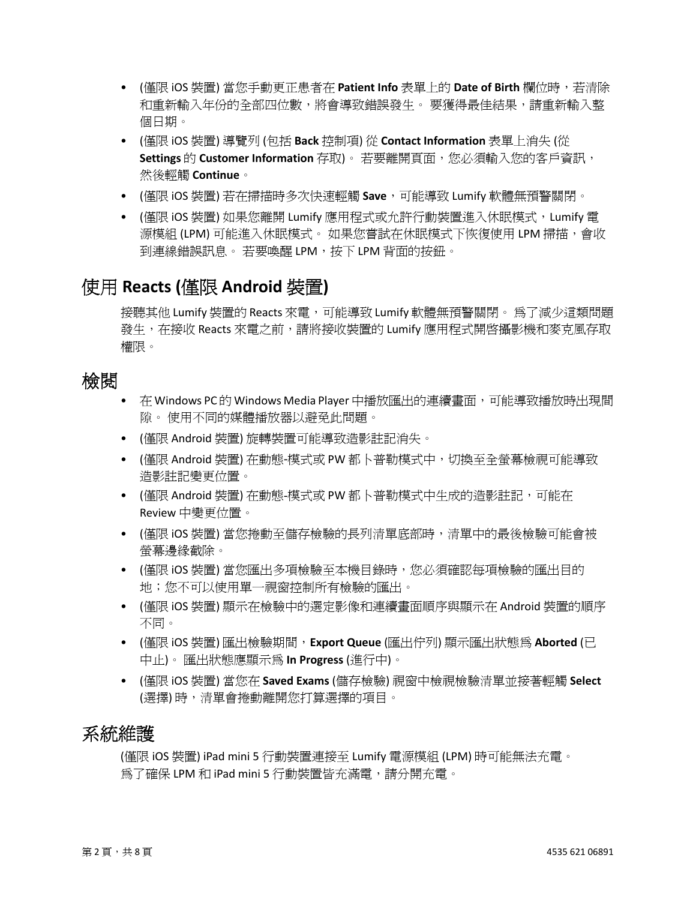- (僅限 iOS 裝置) 當您手動更正患者在 **Patient Info** 表單上的 **Date of Birth** 欄位時，若清除和重新輸入年份的全部四位數，將會導致錯誤發生。 要獲得最佳結果，請重新輸入整個日期。
- (僅限 iOS 裝置) 導覽列 (包括 **Back** 控制項) 從 **Contact Information** 表單上消失 (從 **Settings** 的 **Customer Information** 存取)。 若要離開頁面，您必須輸入您的客戶資訊，然後輕觸 **Continue**。
- (僅限 iOS 裝置) 若在掃描時多次快速輕觸 **Save**，可能導致 Lumify 軟體無預警關閉。
- (僅限 iOS 裝置) 如果您離開 Lumify 應用程式或允許行動裝置進入休眠模式，Lumify 電源模組 (LPM) 可能進入休眠模式。 如果您嘗試在休眠模式下恢復使用 LPM 掃描，會收到連線錯誤訊息。 若要喚醒 LPM，按下 LPM 背面的按鈕。

## 使用 **Reacts (僅限 Android 裝置)**

接聽其他 Lumify 裝置的 Reacts 來電，可能導致 Lumify 軟體無預警關閉。 為了減少這類問題發生，在接收 Reacts 來電之前，請將接收裝置的 Lumify 應用程式開啟攝影機和麥克風存取權限。

## 檢閱

- 在 Windows PC 的 Windows Media Player 中播放匯出的連續畫面，可能導致播放時出現間隙。 使用不同的媒體播放器以避免此問題。
- (僅限 Android 裝置) 旋轉裝置可能導致造影註記消失。
- (僅限 Android 裝置) 在動態-模式或 PW 都卜普勒模式中，切換至全螢幕檢視可能導致造影註記變更位置。
- (僅限 Android 裝置) 在動態-模式或 PW 都卜普勒模式中生成的造影註記，可能在 Review 中變更位置。
- (僅限 iOS 裝置) 當您捲動至儲存檢驗的長列清單底部時，清單中的最後檢驗可能會被螢幕邊緣截除。
- (僅限 iOS 裝置) 當您匯出多項檢驗至本機目錄時，您必須確認每項檢驗的匯出目的地；您不可以使用單一視窗控制所有檢驗的匯出。
- (僅限 iOS 裝置) 顯示在檢驗中的選定影像和連續畫面順序與顯示在 Android 裝置的順序不同。
- (僅限 iOS 裝置) 匯出檢驗期間，**Export Queue** (匯出佇列) 顯示匯出狀態為 **Aborted** (已中止)。 匯出狀態應顯示為 **In Progress** (進行中)。
- (僅限 iOS 裝置) 當您在 **Saved Exams** (儲存檢驗) 視窗中檢視檢驗清單並接著輕觸 **Select** (選擇) 時，清單會捲動離開您打算選擇的項目。

## 系統維護

(僅限 iOS 裝置) iPad mini 5 行動裝置連接至 Lumify 電源模組 (LPM) 時可能無法充電。 為了確保 LPM 和 iPad mini 5 行動裝置皆充滿電，請分開充電。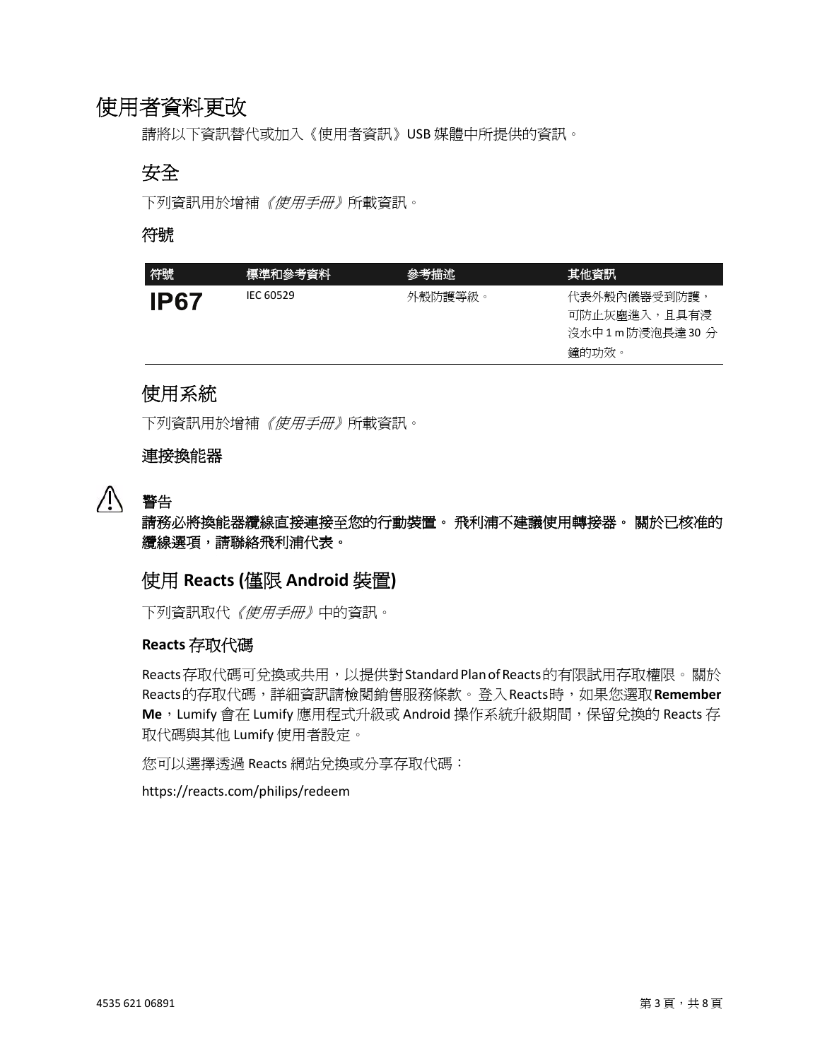# 使用者資料更改

請將以下資訊替代或加入《使用者資訊》USB 媒體中所提供的資訊。

## 安全

下列資訊用於增補*《使用手冊》*所載資訊。

### 符號

| 符號 | 標準和參考資料 | 參考描述 | 其他資訊 |
| --- | --- | --- | --- |
| **IP67** | IEC 60529 | 外殼防護等級。 | 代表外殼內儀器受到防護，可防止灰塵進入，且具有浸沒水中 1 m 防浸泡長達 30 分鐘的功效。 |

## 使用系統

下列資訊用於增補*《使用手冊》*所載資訊。

### 連接換能器

⚠ **警告**

**請務必將換能器纜線直接連接至您的行動裝置。 飛利浦不建議使用轉接器。 關於已核准的纜線選項，請聯絡飛利浦代表。**

## 使用 Reacts (僅限 Android 裝置)

下列資訊取代*《使用手冊》*中的資訊。

### Reacts 存取代碼

Reacts 存取代碼可兌換或共用，以提供對 Standard Plan of Reacts 的有限試用存取權限。 關於 Reacts 的存取代碼，詳細資訊請檢閱銷售服務條款。 登入 Reacts 時，如果您選取 **Remember Me**，Lumify 會在 Lumify 應用程式升級或 Android 操作系統升級期間，保留兌換的 Reacts 存取代碼與其他 Lumify 使用者設定。

您可以選擇透過 Reacts 網站兌換或分享存取代碼：

https://reacts.com/philips/redeem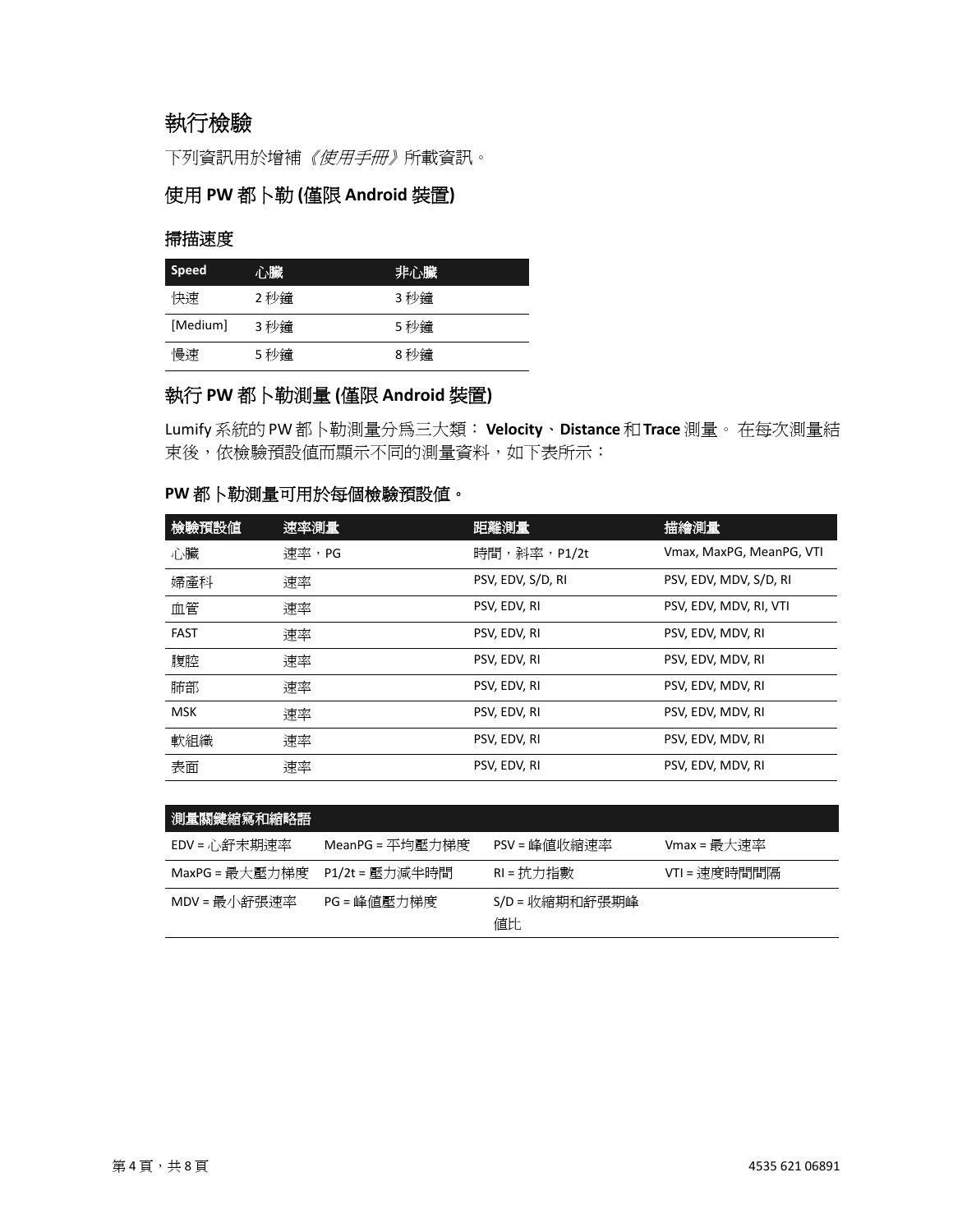# 執行檢驗

下列資訊用於增補*《使用手冊》*所載資訊。

## 使用 PW 都卜勒 (僅限 Android 裝置)

### 掃描速度

| Speed | 心臟 | 非心臟 |
|---|---|---|
| 快速 | 2 秒鐘 | 3 秒鐘 |
| [Medium] | 3 秒鐘 | 5 秒鐘 |
| 慢速 | 5 秒鐘 | 8 秒鐘 |

## 執行 PW 都卜勒測量 (僅限 Android 裝置)

Lumify 系統的 PW 都卜勒測量分為三大類： **Velocity**、**Distance** 和 **Trace** 測量。 在每次測量結束後，依檢驗預設值而顯示不同的測量資料，如下表所示：

**PW 都卜勒測量可用於每個檢驗預設值。**

| 檢驗預設值 | 速率測量 | 距離測量 | 描繪測量 |
|---|---|---|---|
| 心臟 | 速率，PG | 時間，斜率，P1/2t | Vmax, MaxPG, MeanPG, VTI |
| 婦產科 | 速率 | PSV, EDV, S/D, RI | PSV, EDV, MDV, S/D, RI |
| 血管 | 速率 | PSV, EDV, RI | PSV, EDV, MDV, RI, VTI |
| FAST | 速率 | PSV, EDV, RI | PSV, EDV, MDV, RI |
| 腹腔 | 速率 | PSV, EDV, RI | PSV, EDV, MDV, RI |
| 肺部 | 速率 | PSV, EDV, RI | PSV, EDV, MDV, RI |
| MSK | 速率 | PSV, EDV, RI | PSV, EDV, MDV, RI |
| 軟組織 | 速率 | PSV, EDV, RI | PSV, EDV, MDV, RI |
| 表面 | 速率 | PSV, EDV, RI | PSV, EDV, MDV, RI |

| 測量關鍵縮寫和縮略語 | | | |
|---|---|---|---|
| EDV = 心舒末期速率 | MeanPG = 平均壓力梯度 | PSV = 峰值收縮速率 | Vmax = 最大速率 |
| MaxPG = 最大壓力梯度 | P1/2t = 壓力減半時間 | RI = 抗力指數 | VTI = 速度時間間隔 |
| MDV = 最小舒張速率 | PG = 峰值壓力梯度 | S/D = 收縮期和舒張期峰值比 | |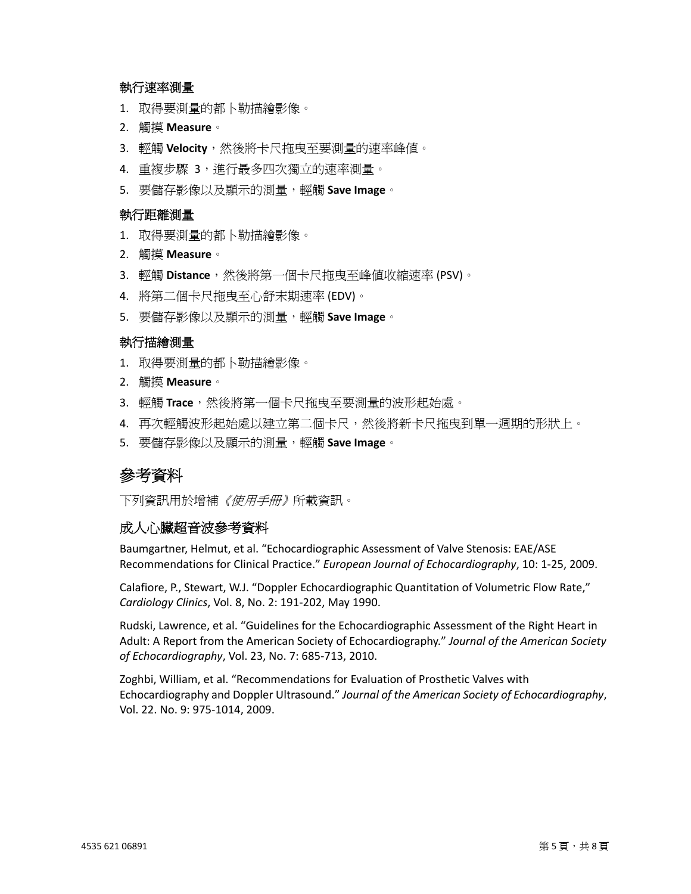### 執行速率測量

1. 取得要測量的都卜勒描繪影像。
2. 觸摸 **Measure**。
3. 輕觸 **Velocity**，然後將卡尺拖曳至要測量的速率峰值。
4. 重複步驟 3，進行最多四次獨立的速率測量。
5. 要儲存影像以及顯示的測量，輕觸 **Save Image**。

### 執行距離測量

1. 取得要測量的都卜勒描繪影像。
2. 觸摸 **Measure**。
3. 輕觸 **Distance**，然後將第一個卡尺拖曳至峰值收縮速率 (PSV)。
4. 將第二個卡尺拖曳至心舒末期速率 (EDV)。
5. 要儲存影像以及顯示的測量，輕觸 **Save Image**。

### 執行描繪測量

1. 取得要測量的都卜勒描繪影像。
2. 觸摸 **Measure**。
3. 輕觸 **Trace**，然後將第一個卡尺拖曳至要測量的波形起始處。
4. 再次輕觸波形起始處以建立第二個卡尺，然後將新卡尺拖曳到單一週期的形狀上。
5. 要儲存影像以及顯示的測量，輕觸 **Save Image**。

# 參考資料

下列資訊用於增補*《使用手冊》*所載資訊。

## 成人心臟超音波參考資料

Baumgartner, Helmut, et al. "Echocardiographic Assessment of Valve Stenosis: EAE/ASE Recommendations for Clinical Practice." *European Journal of Echocardiography*, 10: 1-25, 2009.

Calafiore, P., Stewart, W.J. "Doppler Echocardiographic Quantitation of Volumetric Flow Rate," *Cardiology Clinics*, Vol. 8, No. 2: 191-202, May 1990.

Rudski, Lawrence, et al. "Guidelines for the Echocardiographic Assessment of the Right Heart in Adult: A Report from the American Society of Echocardiography." *Journal of the American Society of Echocardiography*, Vol. 23, No. 7: 685-713, 2010.

Zoghbi, William, et al. "Recommendations for Evaluation of Prosthetic Valves with Echocardiography and Doppler Ultrasound." *Journal of the American Society of Echocardiography*, Vol. 22. No. 9: 975-1014, 2009.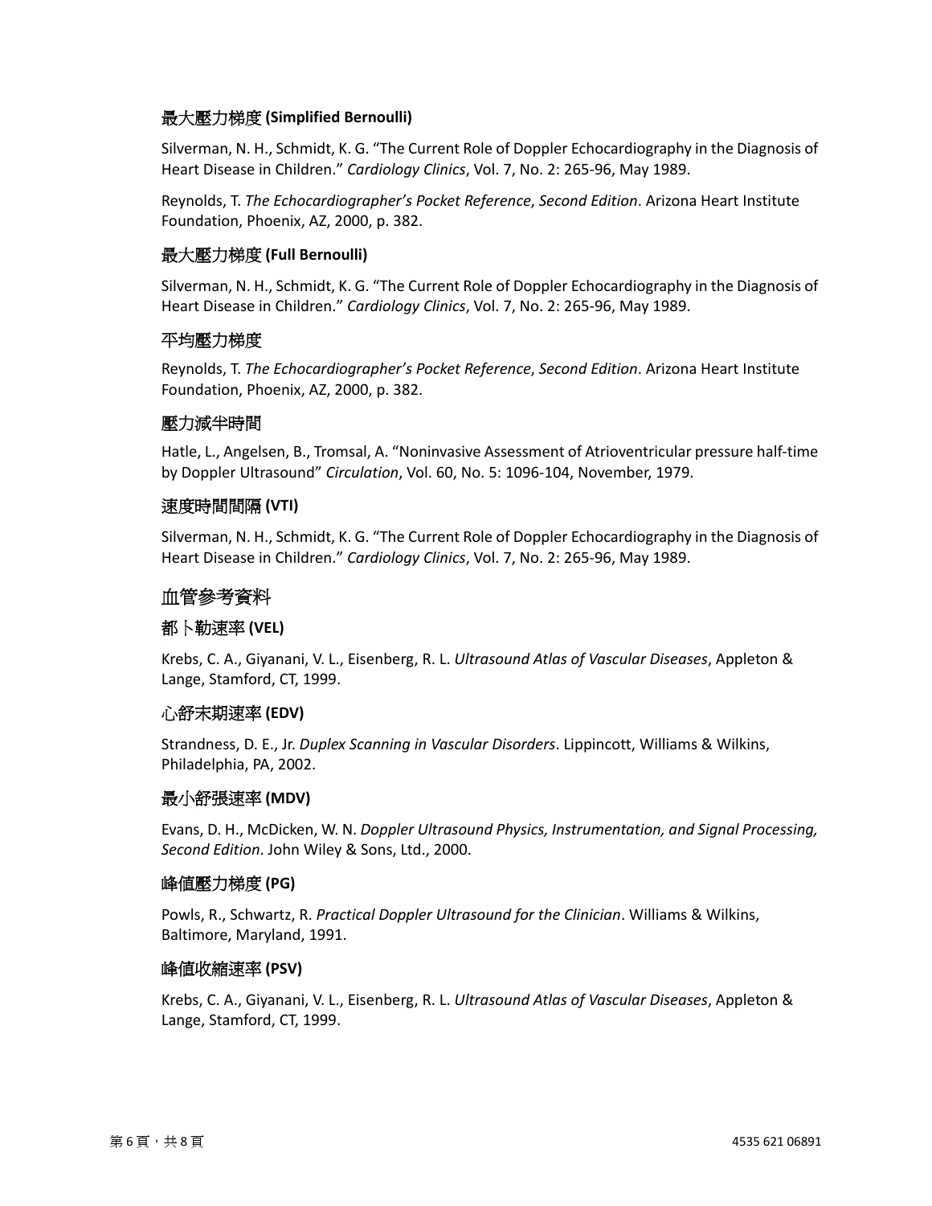### 最大壓力梯度 (Simplified Bernoulli)

Silverman, N. H., Schmidt, K. G. "The Current Role of Doppler Echocardiography in the Diagnosis of Heart Disease in Children." *Cardiology Clinics*, Vol. 7, No. 2: 265-96, May 1989.

Reynolds, T. *The Echocardiographer's Pocket Reference*, *Second Edition*. Arizona Heart Institute Foundation, Phoenix, AZ, 2000, p. 382.

### 最大壓力梯度 (Full Bernoulli)

Silverman, N. H., Schmidt, K. G. "The Current Role of Doppler Echocardiography in the Diagnosis of Heart Disease in Children." *Cardiology Clinics*, Vol. 7, No. 2: 265-96, May 1989.

### 平均壓力梯度

Reynolds, T. *The Echocardiographer's Pocket Reference*, *Second Edition*. Arizona Heart Institute Foundation, Phoenix, AZ, 2000, p. 382.

### 壓力減半時間

Hatle, L., Angelsen, B., Tromsal, A. "Noninvasive Assessment of Atrioventricular pressure half-time by Doppler Ultrasound" *Circulation*, Vol. 60, No. 5: 1096-104, November, 1979.

### 速度時間間隔 (VTI)

Silverman, N. H., Schmidt, K. G. "The Current Role of Doppler Echocardiography in the Diagnosis of Heart Disease in Children." *Cardiology Clinics*, Vol. 7, No. 2: 265-96, May 1989.

## 血管參考資料

### 都卜勒速率 (VEL)

Krebs, C. A., Giyanani, V. L., Eisenberg, R. L. *Ultrasound Atlas of Vascular Diseases*, Appleton & Lange, Stamford, CT, 1999.

### 心舒末期速率 (EDV)

Strandness, D. E., Jr. *Duplex Scanning in Vascular Disorders*. Lippincott, Williams & Wilkins, Philadelphia, PA, 2002.

### 最小舒張速率 (MDV)

Evans, D. H., McDicken, W. N. *Doppler Ultrasound Physics, Instrumentation, and Signal Processing, Second Edition*. John Wiley & Sons, Ltd., 2000.

### 峰值壓力梯度 (PG)

Powls, R., Schwartz, R. *Practical Doppler Ultrasound for the Clinician*. Williams & Wilkins, Baltimore, Maryland, 1991.

### 峰值收縮速率 (PSV)

Krebs, C. A., Giyanani, V. L., Eisenberg, R. L. *Ultrasound Atlas of Vascular Diseases*, Appleton & Lange, Stamford, CT, 1999.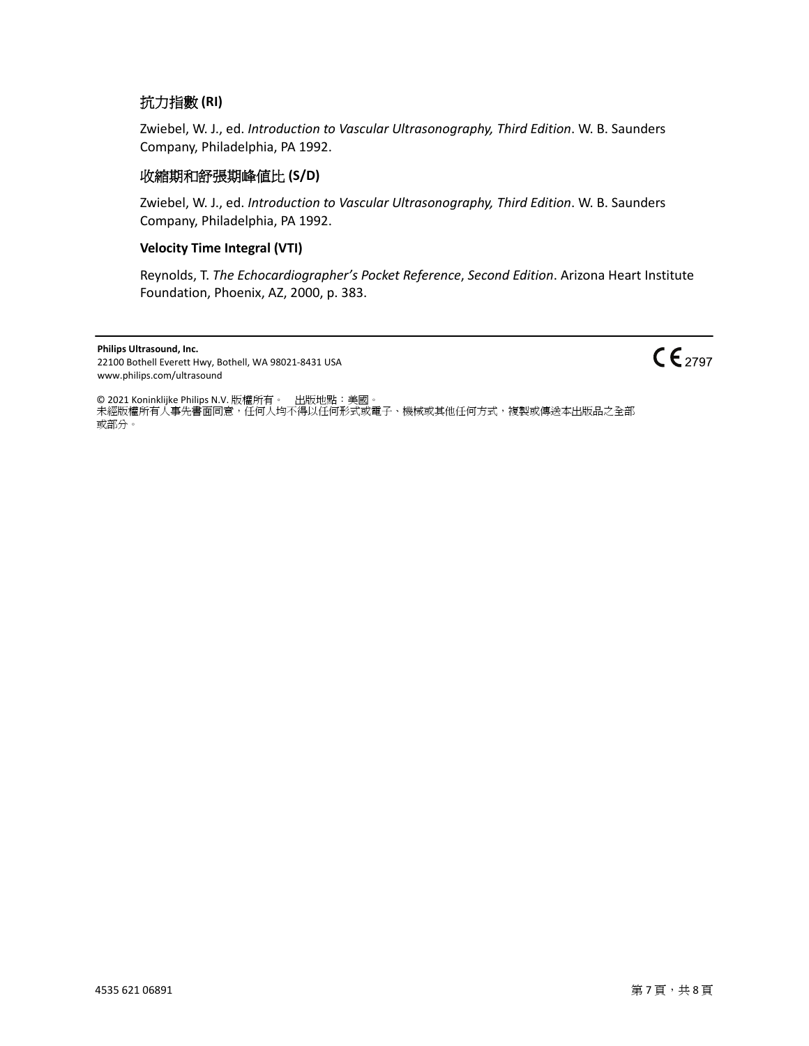### 抗力指數 (RI)

Zwiebel, W. J., ed. *Introduction to Vascular Ultrasonography, Third Edition*. W. B. Saunders Company, Philadelphia, PA 1992.

### 收縮期和舒張期峰值比 (S/D)

Zwiebel, W. J., ed. *Introduction to Vascular Ultrasonography, Third Edition*. W. B. Saunders Company, Philadelphia, PA 1992.

**Velocity Time Integral (VTI)**

Reynolds, T. *The Echocardiographer's Pocket Reference*, *Second Edition*. Arizona Heart Institute Foundation, Phoenix, AZ, 2000, p. 383.

---

**Philips Ultrasound, Inc.**
22100 Bothell Everett Hwy, Bothell, WA 98021-8431 USA
www.philips.com/ultrasound

CE 2797

© 2021 Koninklijke Philips N.V. 版權所有。 出版地點：美國。
未經版權所有人事先書面同意，任何人均不得以任何形式或電子、機械或其他任何方式，複製或傳送本出版品之全部或部分。

4535 621 06891